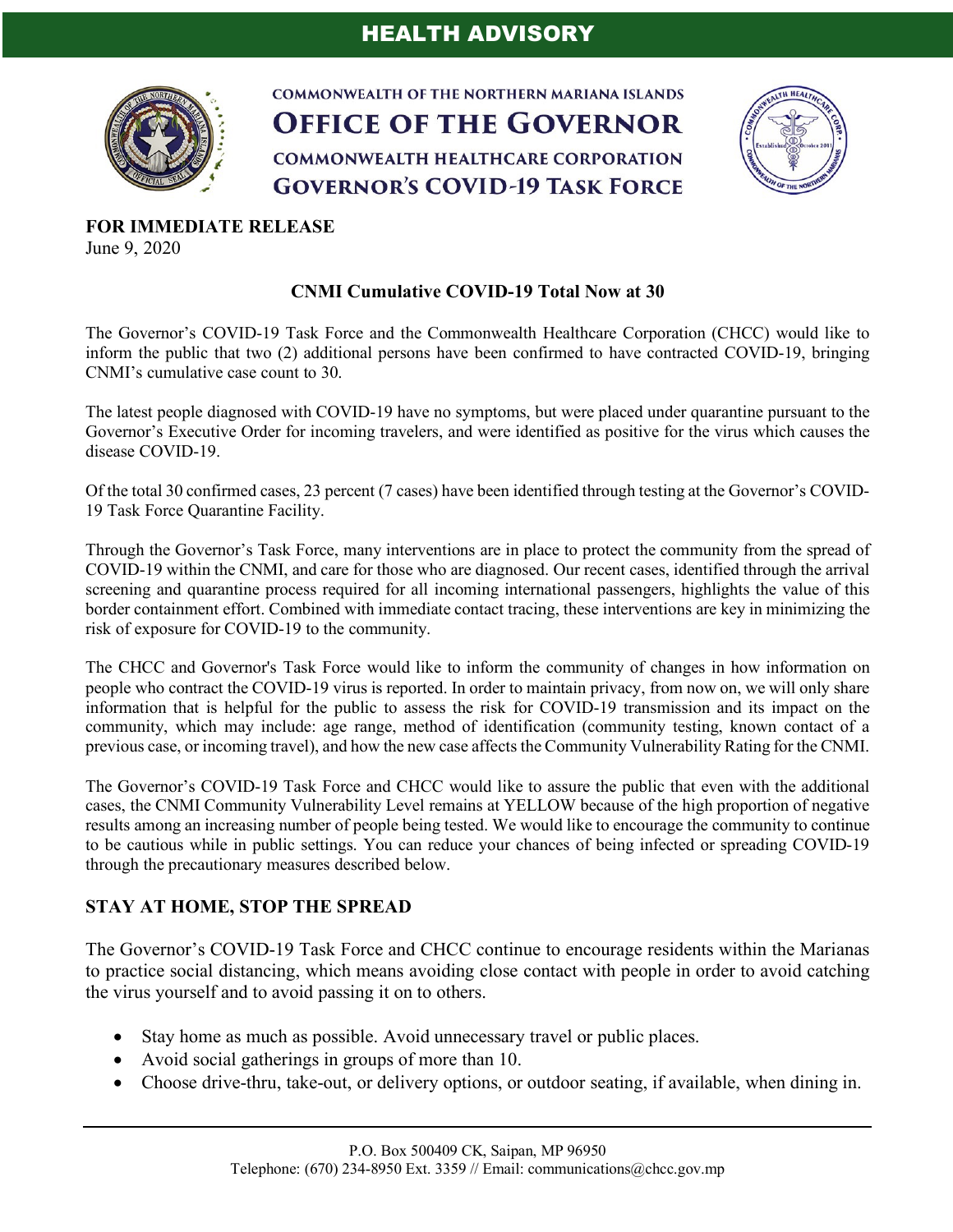# HEALTH ADVISORY

COMMONWEALTH OF THE NORTHERN MARIANA ISLANDS
**OFFICE OF THE GOVERNOR**
COMMONWEALTH HEALTHCARE CORPORATION
**GOVERNOR'S COVID-19 TASK FORCE**

**FOR IMMEDIATE RELEASE**
June 9, 2020

## CNMI Cumulative COVID-19 Total Now at 30

The Governor's COVID-19 Task Force and the Commonwealth Healthcare Corporation (CHCC) would like to inform the public that two (2) additional persons have been confirmed to have contracted COVID-19, bringing CNMI's cumulative case count to 30.

The latest people diagnosed with COVID-19 have no symptoms, but were placed under quarantine pursuant to the Governor's Executive Order for incoming travelers, and were identified as positive for the virus which causes the disease COVID-19.

Of the total 30 confirmed cases, 23 percent (7 cases) have been identified through testing at the Governor's COVID-19 Task Force Quarantine Facility.

Through the Governor's Task Force, many interventions are in place to protect the community from the spread of COVID-19 within the CNMI, and care for those who are diagnosed. Our recent cases, identified through the arrival screening and quarantine process required for all incoming international passengers, highlights the value of this border containment effort. Combined with immediate contact tracing, these interventions are key in minimizing the risk of exposure for COVID-19 to the community.

The CHCC and Governor's Task Force would like to inform the community of changes in how information on people who contract the COVID-19 virus is reported. In order to maintain privacy, from now on, we will only share information that is helpful for the public to assess the risk for COVID-19 transmission and its impact on the community, which may include: age range, method of identification (community testing, known contact of a previous case, or incoming travel), and how the new case affects the Community Vulnerability Rating for the CNMI.

The Governor's COVID-19 Task Force and CHCC would like to assure the public that even with the additional cases, the CNMI Community Vulnerability Level remains at YELLOW because of the high proportion of negative results among an increasing number of people being tested. We would like to encourage the community to continue to be cautious while in public settings. You can reduce your chances of being infected or spreading COVID-19 through the precautionary measures described below.

### STAY AT HOME, STOP THE SPREAD

The Governor's COVID-19 Task Force and CHCC continue to encourage residents within the Marianas to practice social distancing, which means avoiding close contact with people in order to avoid catching the virus yourself and to avoid passing it on to others.

- Stay home as much as possible. Avoid unnecessary travel or public places.
- Avoid social gatherings in groups of more than 10.
- Choose drive-thru, take-out, or delivery options, or outdoor seating, if available, when dining in.

P.O. Box 500409 CK, Saipan, MP 96950
Telephone: (670) 234-8950 Ext. 3359 // Email: communications@chcc.gov.mp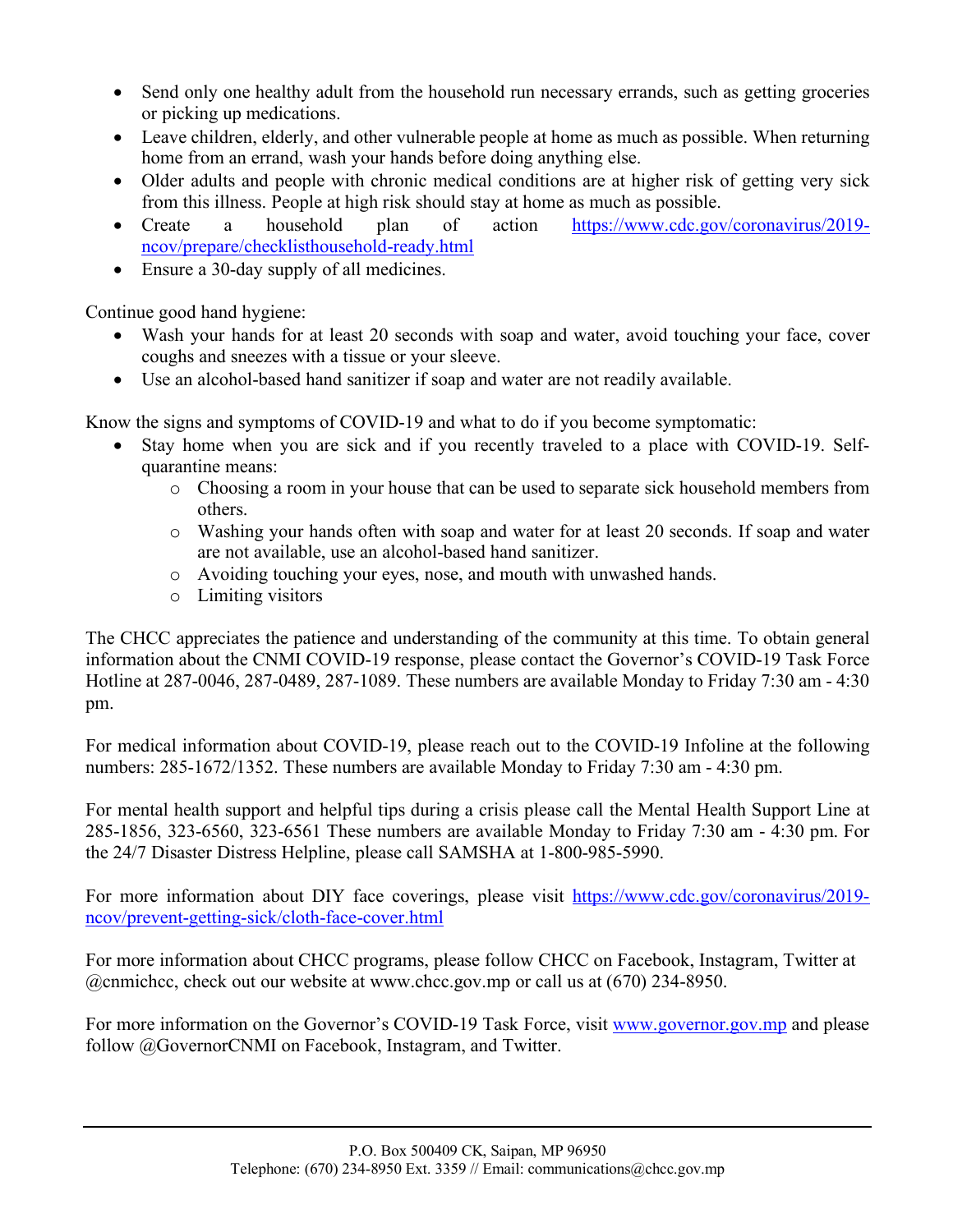- Send only one healthy adult from the household run necessary errands, such as getting groceries or picking up medications.
- Leave children, elderly, and other vulnerable people at home as much as possible. When returning home from an errand, wash your hands before doing anything else.
- Older adults and people with chronic medical conditions are at higher risk of getting very sick from this illness. People at high risk should stay at home as much as possible.
- Create a household plan of action https://www.cdc.gov/coronavirus/2019-ncov/prepare/checklisthousehold-ready.html
- Ensure a 30-day supply of all medicines.

Continue good hand hygiene:

- Wash your hands for at least 20 seconds with soap and water, avoid touching your face, cover coughs and sneezes with a tissue or your sleeve.
- Use an alcohol-based hand sanitizer if soap and water are not readily available.

Know the signs and symptoms of COVID-19 and what to do if you become symptomatic:

- Stay home when you are sick and if you recently traveled to a place with COVID-19. Self-quarantine means:
  - Choosing a room in your house that can be used to separate sick household members from others.
  - Washing your hands often with soap and water for at least 20 seconds. If soap and water are not available, use an alcohol-based hand sanitizer.
  - Avoiding touching your eyes, nose, and mouth with unwashed hands.
  - Limiting visitors

The CHCC appreciates the patience and understanding of the community at this time. To obtain general information about the CNMI COVID-19 response, please contact the Governor's COVID-19 Task Force Hotline at 287-0046, 287-0489, 287-1089. These numbers are available Monday to Friday 7:30 am - 4:30 pm.

For medical information about COVID-19, please reach out to the COVID-19 Infoline at the following numbers: 285-1672/1352. These numbers are available Monday to Friday 7:30 am - 4:30 pm.

For mental health support and helpful tips during a crisis please call the Mental Health Support Line at 285-1856, 323-6560, 323-6561 These numbers are available Monday to Friday 7:30 am - 4:30 pm. For the 24/7 Disaster Distress Helpline, please call SAMSHA at 1-800-985-5990.

For more information about DIY face coverings, please visit https://www.cdc.gov/coronavirus/2019-ncov/prevent-getting-sick/cloth-face-cover.html

For more information about CHCC programs, please follow CHCC on Facebook, Instagram, Twitter at @cnmichcc, check out our website at www.chcc.gov.mp or call us at (670) 234-8950.

For more information on the Governor's COVID-19 Task Force, visit www.governor.gov.mp and please follow @GovernorCNMI on Facebook, Instagram, and Twitter.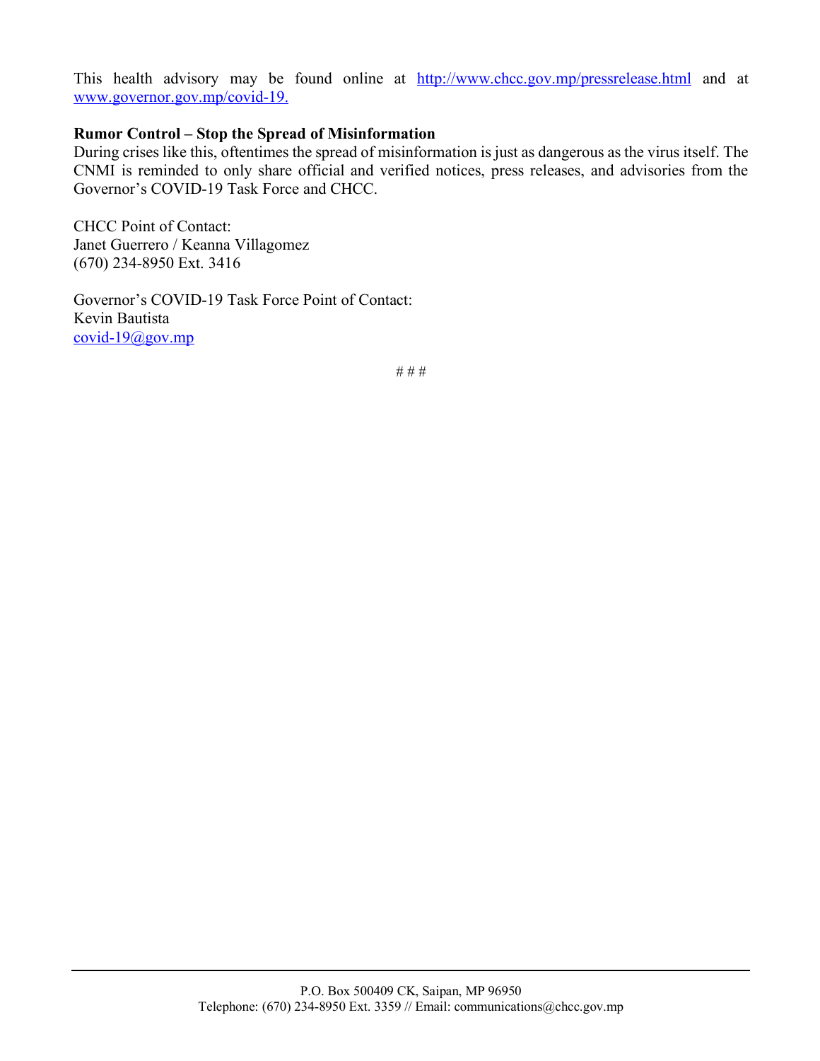This health advisory may be found online at http://www.chcc.gov.mp/pressrelease.html and at www.governor.gov.mp/covid-19.

**Rumor Control – Stop the Spread of Misinformation**

During crises like this, oftentimes the spread of misinformation is just as dangerous as the virus itself. The CNMI is reminded to only share official and verified notices, press releases, and advisories from the Governor's COVID-19 Task Force and CHCC.

CHCC Point of Contact:
Janet Guerrero / Keanna Villagomez
(670) 234-8950 Ext. 3416

Governor's COVID-19 Task Force Point of Contact:
Kevin Bautista
covid-19@gov.mp

# # #

P.O. Box 500409 CK, Saipan, MP 96950
Telephone: (670) 234-8950 Ext. 3359 // Email: communications@chcc.gov.mp